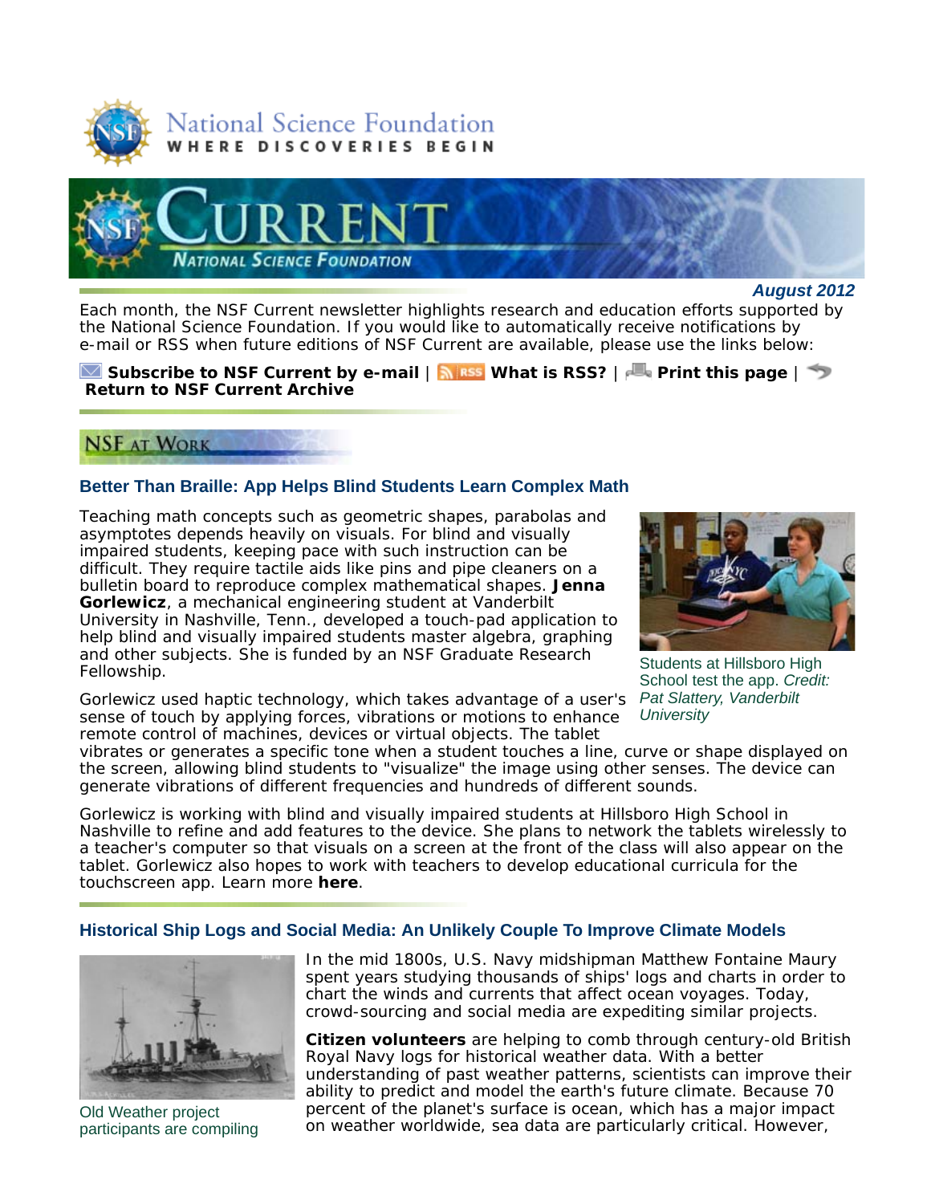National Science Foundation
WHERE DISCOVERIES BEGIN

# NSF Current
NATIONAL SCIENCE FOUNDATION

***August 2012***

Each month, the NSF Current newsletter highlights research and education efforts supported by the National Science Foundation. If you would like to automatically receive notifications by e-mail or RSS when future editions of NSF Current are available, please use the links below:

**Subscribe to NSF Current by e-mail** | **What is RSS?** | **Print this page** | **Return to NSF Current Archive**

## NSF at Work

### Better Than Braille: App Helps Blind Students Learn Complex Math

Teaching math concepts such as geometric shapes, parabolas and asymptotes depends heavily on visuals. For blind and visually impaired students, keeping pace with such instruction can be difficult. They require tactile aids like pins and pipe cleaners on a bulletin board to reproduce complex mathematical shapes. **Jenna Gorlewicz**, a mechanical engineering student at Vanderbilt University in Nashville, Tenn., developed a touch-pad application to help blind and visually impaired students master algebra, graphing and other subjects. She is funded by an NSF Graduate Research Fellowship.

Students at Hillsboro High School test the app. *Credit: Pat Slattery, Vanderbilt University*

Gorlewicz used haptic technology, which takes advantage of a user's sense of touch by applying forces, vibrations or motions to enhance remote control of machines, devices or virtual objects. The tablet vibrates or generates a specific tone when a student touches a line, curve or shape displayed on the screen, allowing blind students to "visualize" the image using other senses. The device can generate vibrations of different frequencies and hundreds of different sounds.

Gorlewicz is working with blind and visually impaired students at Hillsboro High School in Nashville to refine and add features to the device. She plans to network the tablets wirelessly to a teacher's computer so that visuals on a screen at the front of the class will also appear on the tablet. Gorlewicz also hopes to work with teachers to develop educational curricula for the touchscreen app. Learn more **here**.

### Historical Ship Logs and Social Media: An Unlikely Couple To Improve Climate Models

In the mid 1800s, U.S. Navy midshipman Matthew Fontaine Maury spent years studying thousands of ships' logs and charts in order to chart the winds and currents that affect ocean voyages. Today, crowd-sourcing and social media are expediting similar projects.

Old Weather project participants are compiling

**Citizen volunteers** are helping to comb through century-old British Royal Navy logs for historical weather data. With a better understanding of past weather patterns, scientists can improve their ability to predict and model the earth's future climate. Because 70 percent of the planet's surface is ocean, which has a major impact on weather worldwide, sea data are particularly critical. However,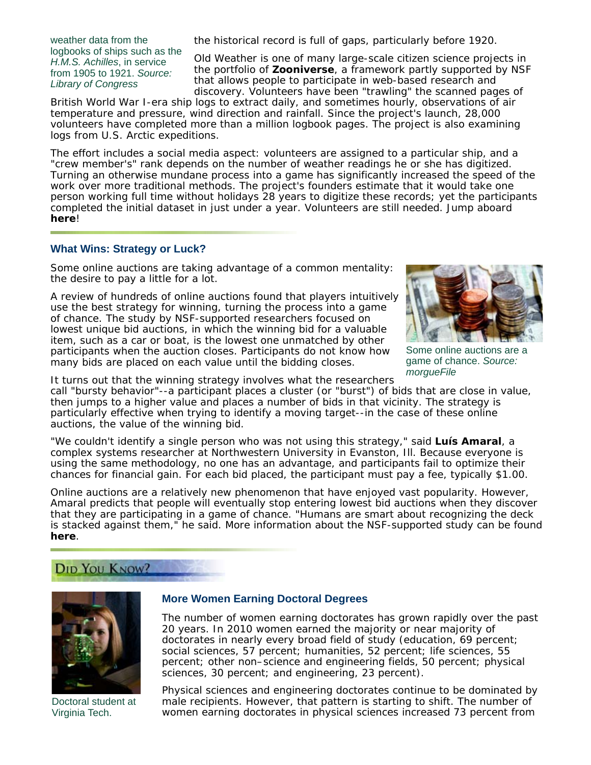weather data from the logbooks of ships such as the *H.M.S. Achilles*, in service from 1905 to 1921. *Source: Library of Congress*

the historical record is full of gaps, particularly before 1920.

Old Weather is one of many large-scale citizen science projects in the portfolio of **Zooniverse**, a framework partly supported by NSF that allows people to participate in web-based research and discovery. Volunteers have been "trawling" the scanned pages of British World War I-era ship logs to extract daily, and sometimes hourly, observations of air temperature and pressure, wind direction and rainfall. Since the project's launch, 28,000 volunteers have completed more than a million logbook pages. The project is also examining logs from U.S. Arctic expeditions.

The effort includes a social media aspect: volunteers are assigned to a particular ship, and a "crew member's" rank depends on the number of weather readings he or she has digitized. Turning an otherwise mundane process into a game has significantly increased the speed of the work over more traditional methods. The project's founders estimate that it would take one person working full time without holidays 28 years to digitize these records; yet the participants completed the initial dataset in just under a year. Volunteers are still needed. Jump aboard **here**!

### What Wins: Strategy or Luck?

Some online auctions are taking advantage of a common mentality: the desire to pay a little for a lot.

A review of hundreds of online auctions found that players intuitively use the best strategy for winning, turning the process into a game of chance. The study by NSF-supported researchers focused on lowest unique bid auctions, in which the winning bid for a valuable item, such as a car or boat, is the lowest one unmatched by other participants when the auction closes. Participants do not know how many bids are placed on each value until the bidding closes.

Some online auctions are a game of chance. *Source: morgueFile*

It turns out that the winning strategy involves what the researchers call "bursty behavior"--a participant places a cluster (or "burst") of bids that are close in value, then jumps to a higher value and places a number of bids in that vicinity. The strategy is particularly effective when trying to identify a moving target--in the case of these online auctions, the value of the winning bid.

"We couldn't identify a single person who was not using this strategy," said **Luís Amaral**, a complex systems researcher at Northwestern University in Evanston, Ill. Because everyone is using the same methodology, no one has an advantage, and participants fail to optimize their chances for financial gain. For each bid placed, the participant must pay a fee, typically $1.00.

Online auctions are a relatively new phenomenon that have enjoyed vast popularity. However, Amaral predicts that people will eventually stop entering lowest bid auctions when they discover that they are participating in a game of chance. "Humans are smart about recognizing the deck is stacked against them," he said. More information about the NSF-supported study can be found **here**.

## Did You Know?

Doctoral student at Virginia Tech.

### More Women Earning Doctoral Degrees

The number of women earning doctorates has grown rapidly over the past 20 years. In 2010 women earned the majority or near majority of doctorates in nearly every broad field of study (education, 69 percent; social sciences, 57 percent; humanities, 52 percent; life sciences, 55 percent; other non–science and engineering fields, 50 percent; physical sciences, 30 percent; and engineering, 23 percent).

Physical sciences and engineering doctorates continue to be dominated by male recipients. However, that pattern is starting to shift. The number of women earning doctorates in physical sciences increased 73 percent from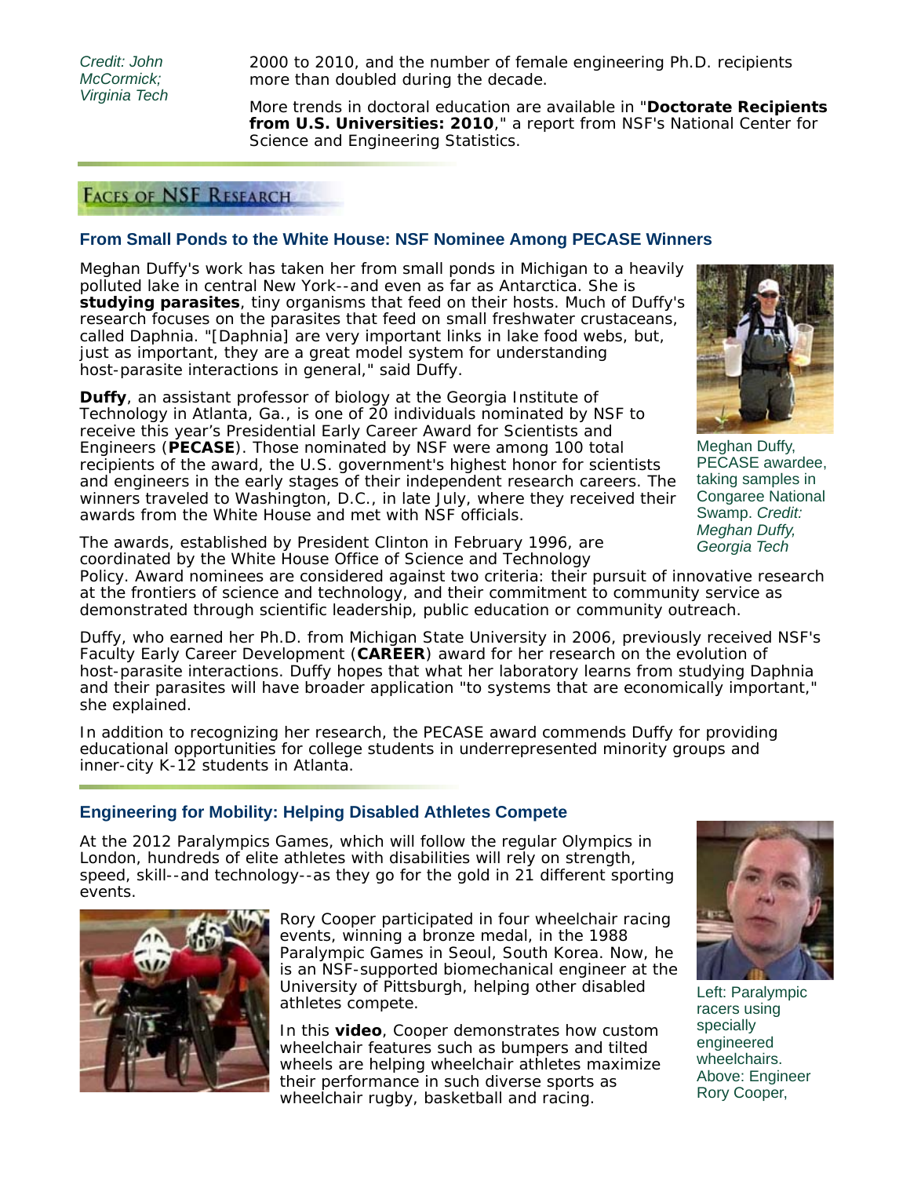Credit: John McCormick; Virginia Tech

2000 to 2010, and the number of female engineering Ph.D. recipients more than doubled during the decade.

More trends in doctoral education are available in "**Doctorate Recipients from U.S. Universities: 2010**," a report from NSF's National Center for Science and Engineering Statistics.

## FACES OF NSF RESEARCH

### From Small Ponds to the White House: NSF Nominee Among PECASE Winners

Meghan Duffy's work has taken her from small ponds in Michigan to a heavily polluted lake in central New York--and even as far as Antarctica. She is **studying parasites**, tiny organisms that feed on their hosts. Much of Duffy's research focuses on the parasites that feed on small freshwater crustaceans, called Daphnia. "[Daphnia] are very important links in lake food webs, but, just as important, they are a great model system for understanding host-parasite interactions in general," said Duffy.

**Duffy**, an assistant professor of biology at the Georgia Institute of Technology in Atlanta, Ga., is one of 20 individuals nominated by NSF to receive this year's Presidential Early Career Award for Scientists and Engineers (**PECASE**). Those nominated by NSF were among 100 total recipients of the award, the U.S. government's highest honor for scientists and engineers in the early stages of their independent research careers. The winners traveled to Washington, D.C., in late July, where they received their awards from the White House and met with NSF officials.

Meghan Duffy, PECASE awardee, taking samples in Congaree National Swamp. *Credit: Meghan Duffy, Georgia Tech*

The awards, established by President Clinton in February 1996, are coordinated by the White House Office of Science and Technology Policy. Award nominees are considered against two criteria: their pursuit of innovative research at the frontiers of science and technology, and their commitment to community service as demonstrated through scientific leadership, public education or community outreach.

Duffy, who earned her Ph.D. from Michigan State University in 2006, previously received NSF's Faculty Early Career Development (**CAREER**) award for her research on the evolution of host-parasite interactions. Duffy hopes that what her laboratory learns from studying Daphnia and their parasites will have broader application "to systems that are economically important," she explained.

In addition to recognizing her research, the PECASE award commends Duffy for providing educational opportunities for college students in underrepresented minority groups and inner-city K-12 students in Atlanta.

### Engineering for Mobility: Helping Disabled Athletes Compete

At the 2012 Paralympics Games, which will follow the regular Olympics in London, hundreds of elite athletes with disabilities will rely on strength, speed, skill--and technology--as they go for the gold in 21 different sporting events.

Rory Cooper participated in four wheelchair racing events, winning a bronze medal, in the 1988 Paralympic Games in Seoul, South Korea. Now, he is an NSF-supported biomechanical engineer at the University of Pittsburgh, helping other disabled athletes compete.

In this **video**, Cooper demonstrates how custom wheelchair features such as bumpers and tilted wheels are helping wheelchair athletes maximize their performance in such diverse sports as wheelchair rugby, basketball and racing.

Left: Paralympic racers using specially engineered wheelchairs. Above: Engineer Rory Cooper,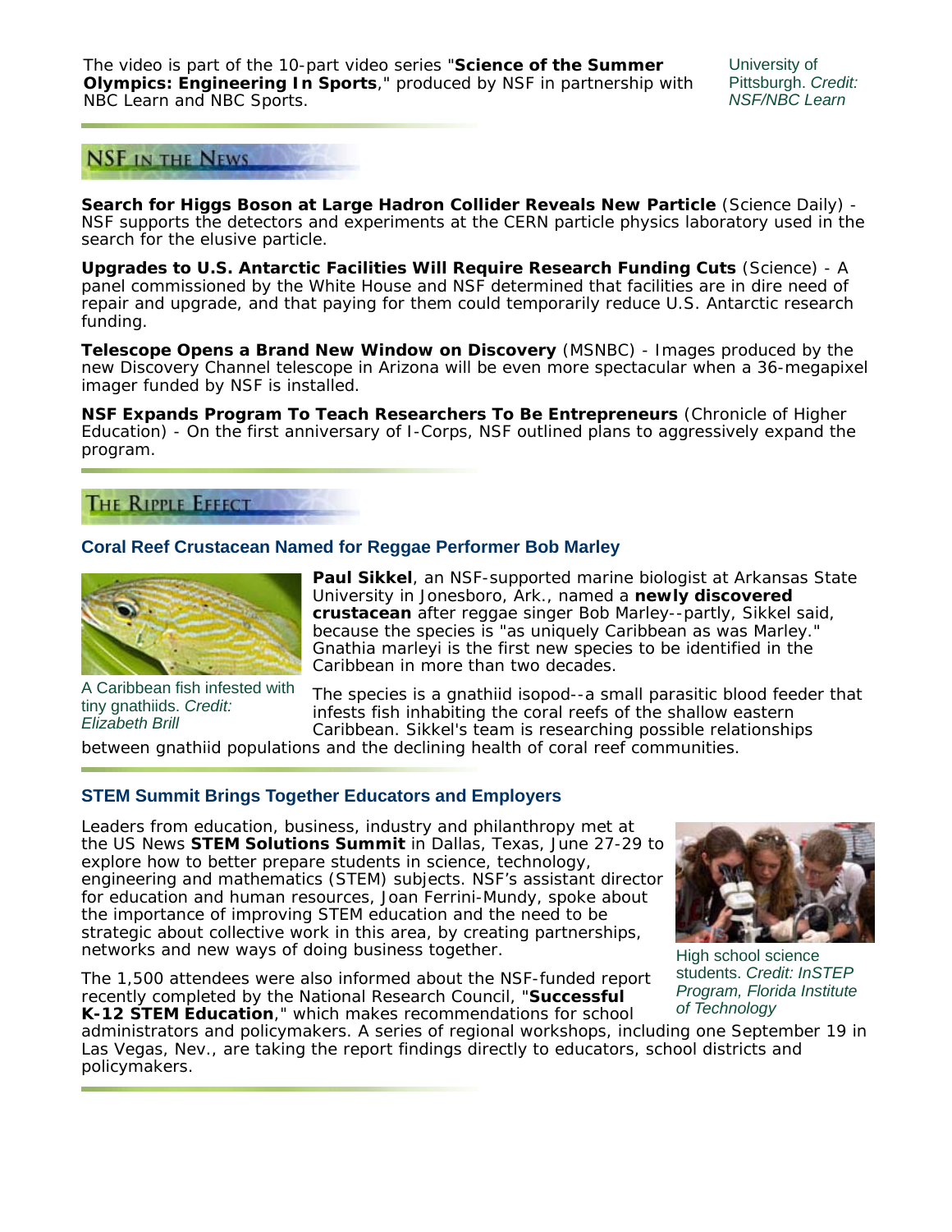The video is part of the 10-part video series "**Science of the Summer Olympics: Engineering In Sports**," produced by NSF in partnership with NBC Learn and NBC Sports.

University of Pittsburgh. *Credit: NSF/NBC Learn*

## NSF in the News

**Search for Higgs Boson at Large Hadron Collider Reveals New Particle** (Science Daily) - NSF supports the detectors and experiments at the CERN particle physics laboratory used in the search for the elusive particle.

**Upgrades to U.S. Antarctic Facilities Will Require Research Funding Cuts** (Science) - A panel commissioned by the White House and NSF determined that facilities are in dire need of repair and upgrade, and that paying for them could temporarily reduce U.S. Antarctic research funding.

**Telescope Opens a Brand New Window on Discovery** (MSNBC) - Images produced by the new Discovery Channel telescope in Arizona will be even more spectacular when a 36-megapixel imager funded by NSF is installed.

**NSF Expands Program To Teach Researchers To Be Entrepreneurs** (Chronicle of Higher Education) - On the first anniversary of I-Corps, NSF outlined plans to aggressively expand the program.

## The Ripple Effect

### Coral Reef Crustacean Named for Reggae Performer Bob Marley

A Caribbean fish infested with tiny gnathiids. *Credit: Elizabeth Brill*

**Paul Sikkel**, an NSF-supported marine biologist at Arkansas State University in Jonesboro, Ark., named a **newly discovered crustacean** after reggae singer Bob Marley--partly, Sikkel said, because the species is "as uniquely Caribbean as was Marley." Gnathia marleyi is the first new species to be identified in the Caribbean in more than two decades.

The species is a gnathiid isopod--a small parasitic blood feeder that infests fish inhabiting the coral reefs of the shallow eastern Caribbean. Sikkel's team is researching possible relationships between gnathiid populations and the declining health of coral reef communities.

### STEM Summit Brings Together Educators and Employers

Leaders from education, business, industry and philanthropy met at the US News **STEM Solutions Summit** in Dallas, Texas, June 27-29 to explore how to better prepare students in science, technology, engineering and mathematics (STEM) subjects. NSF's assistant director for education and human resources, Joan Ferrini-Mundy, spoke about the importance of improving STEM education and the need to be strategic about collective work in this area, by creating partnerships, networks and new ways of doing business together.

High school science students. *Credit: InSTEP Program, Florida Institute of Technology*

The 1,500 attendees were also informed about the NSF-funded report recently completed by the National Research Council, "**Successful K-12 STEM Education**," which makes recommendations for school administrators and policymakers. A series of regional workshops, including one September 19 in Las Vegas, Nev., are taking the report findings directly to educators, school districts and policymakers.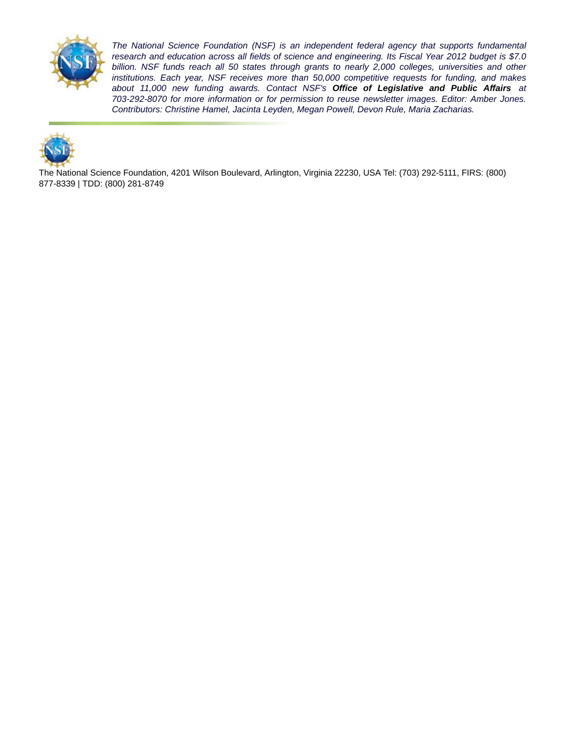*The National Science Foundation (NSF) is an independent federal agency that supports fundamental research and education across all fields of science and engineering. Its Fiscal Year 2012 budget is $7.0 billion. NSF funds reach all 50 states through grants to nearly 2,000 colleges, universities and other institutions. Each year, NSF receives more than 50,000 competitive requests for funding, and makes about 11,000 new funding awards. Contact NSF's* ***Office of Legislative and Public Affairs*** *at 703-292-8070 for more information or for permission to reuse newsletter images. Editor: Amber Jones. Contributors: Christine Hamel, Jacinta Leyden, Megan Powell, Devon Rule, Maria Zacharias.*

The National Science Foundation, 4201 Wilson Boulevard, Arlington, Virginia 22230, USA Tel: (703) 292-5111, FIRS: (800) 877-8339 | TDD: (800) 281-8749